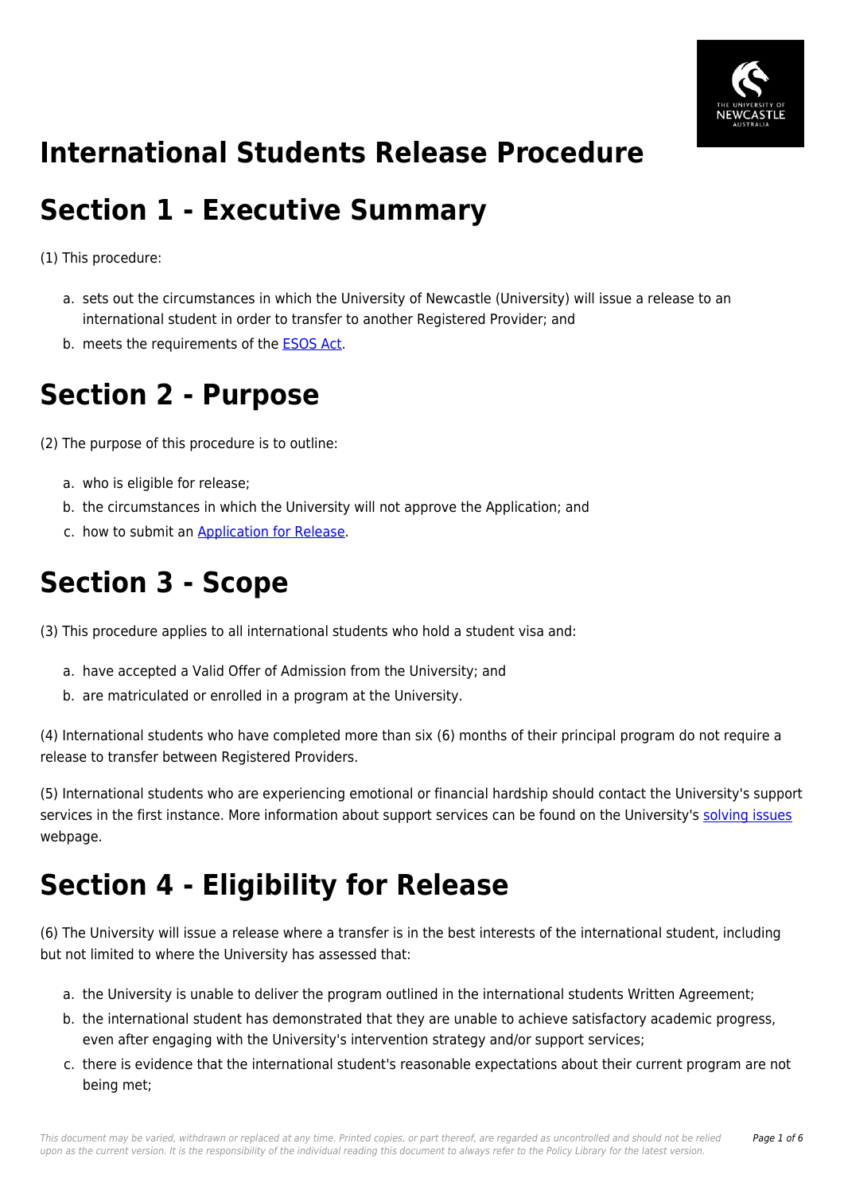# International Students Release Procedure

## Section 1 - Executive Summary

(1) This procedure:

a. sets out the circumstances in which the University of Newcastle (University) will issue a release to an international student in order to transfer to another Registered Provider; and
b. meets the requirements of the ESOS Act.

## Section 2 - Purpose

(2) The purpose of this procedure is to outline:

a. who is eligible for release;
b. the circumstances in which the University will not approve the Application; and
c. how to submit an Application for Release.

## Section 3 - Scope

(3) This procedure applies to all international students who hold a student visa and:

a. have accepted a Valid Offer of Admission from the University; and
b. are matriculated or enrolled in a program at the University.

(4) International students who have completed more than six (6) months of their principal program do not require a release to transfer between Registered Providers.

(5) International students who are experiencing emotional or financial hardship should contact the University's support services in the first instance. More information about support services can be found on the University's solving issues webpage.

## Section 4 - Eligibility for Release

(6) The University will issue a release where a transfer is in the best interests of the international student, including but not limited to where the University has assessed that:

a. the University is unable to deliver the program outlined in the international students Written Agreement;
b. the international student has demonstrated that they are unable to achieve satisfactory academic progress, even after engaging with the University's intervention strategy and/or support services;
c. there is evidence that the international student's reasonable expectations about their current program are not being met;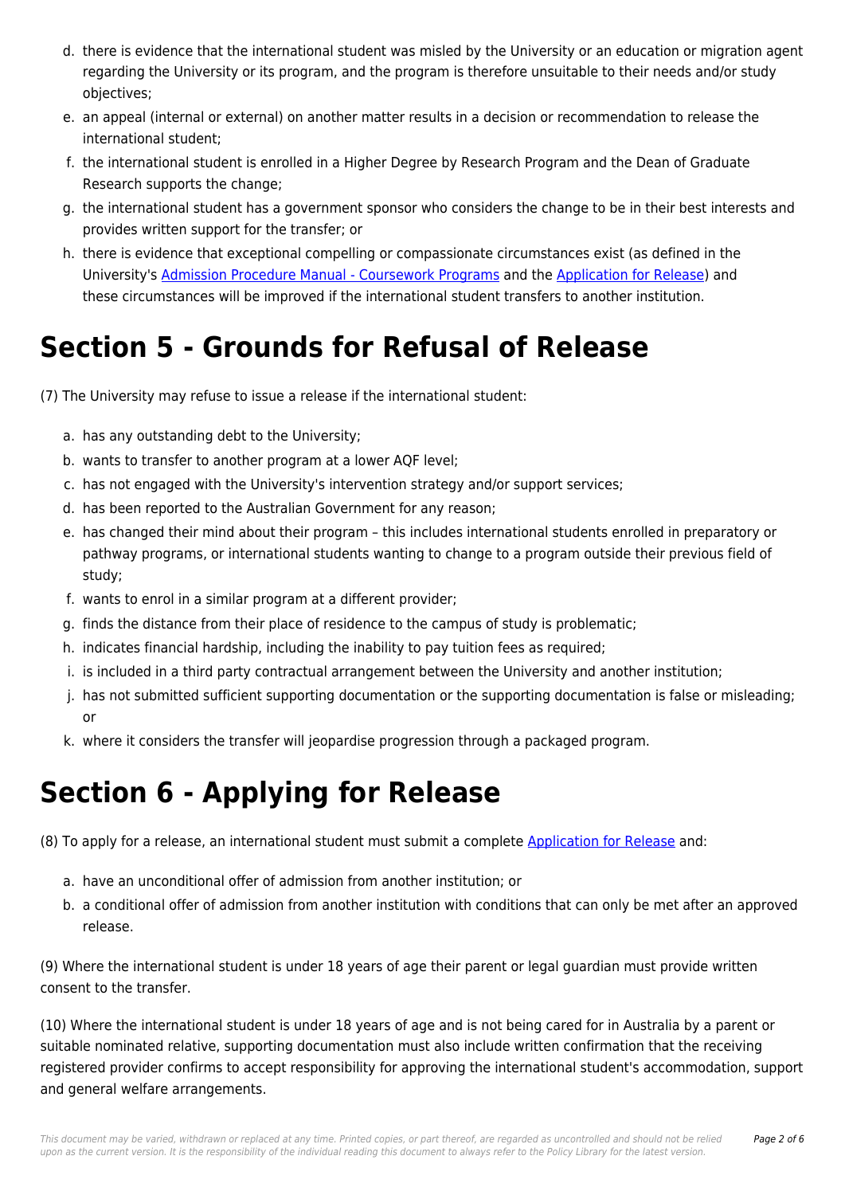d. there is evidence that the international student was misled by the University or an education or migration agent regarding the University or its program, and the program is therefore unsuitable to their needs and/or study objectives;
e. an appeal (internal or external) on another matter results in a decision or recommendation to release the international student;
f. the international student is enrolled in a Higher Degree by Research Program and the Dean of Graduate Research supports the change;
g. the international student has a government sponsor who considers the change to be in their best interests and provides written support for the transfer; or
h. there is evidence that exceptional compelling or compassionate circumstances exist (as defined in the University's Admission Procedure Manual - Coursework Programs and the Application for Release) and these circumstances will be improved if the international student transfers to another institution.

# Section 5 - Grounds for Refusal of Release

(7) The University may refuse to issue a release if the international student:

a. has any outstanding debt to the University;
b. wants to transfer to another program at a lower AQF level;
c. has not engaged with the University's intervention strategy and/or support services;
d. has been reported to the Australian Government for any reason;
e. has changed their mind about their program – this includes international students enrolled in preparatory or pathway programs, or international students wanting to change to a program outside their previous field of study;
f. wants to enrol in a similar program at a different provider;
g. finds the distance from their place of residence to the campus of study is problematic;
h. indicates financial hardship, including the inability to pay tuition fees as required;
i. is included in a third party contractual arrangement between the University and another institution;
j. has not submitted sufficient supporting documentation or the supporting documentation is false or misleading; or
k. where it considers the transfer will jeopardise progression through a packaged program.

# Section 6 - Applying for Release

(8) To apply for a release, an international student must submit a complete Application for Release and:

a. have an unconditional offer of admission from another institution; or
b. a conditional offer of admission from another institution with conditions that can only be met after an approved release.

(9) Where the international student is under 18 years of age their parent or legal guardian must provide written consent to the transfer.

(10) Where the international student is under 18 years of age and is not being cared for in Australia by a parent or suitable nominated relative, supporting documentation must also include written confirmation that the receiving registered provider confirms to accept responsibility for approving the international student's accommodation, support and general welfare arrangements.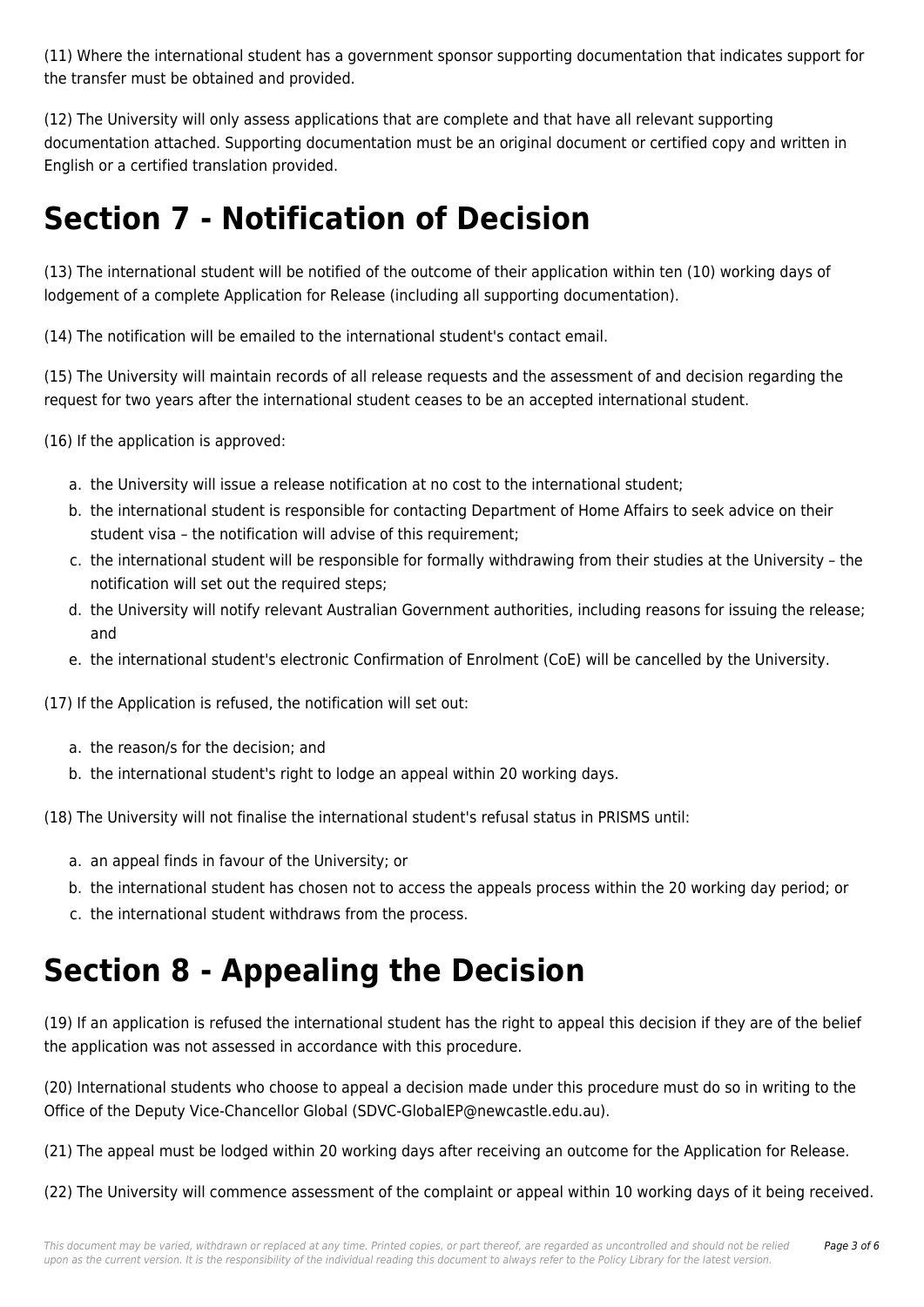(11) Where the international student has a government sponsor supporting documentation that indicates support for the transfer must be obtained and provided.

(12) The University will only assess applications that are complete and that have all relevant supporting documentation attached. Supporting documentation must be an original document or certified copy and written in English or a certified translation provided.

# Section 7 - Notification of Decision

(13) The international student will be notified of the outcome of their application within ten (10) working days of lodgement of a complete Application for Release (including all supporting documentation).

(14) The notification will be emailed to the international student's contact email.

(15) The University will maintain records of all release requests and the assessment of and decision regarding the request for two years after the international student ceases to be an accepted international student.

(16) If the application is approved:

a. the University will issue a release notification at no cost to the international student;
b. the international student is responsible for contacting Department of Home Affairs to seek advice on their student visa – the notification will advise of this requirement;
c. the international student will be responsible for formally withdrawing from their studies at the University – the notification will set out the required steps;
d. the University will notify relevant Australian Government authorities, including reasons for issuing the release; and
e. the international student's electronic Confirmation of Enrolment (CoE) will be cancelled by the University.

(17) If the Application is refused, the notification will set out:

a. the reason/s for the decision; and
b. the international student's right to lodge an appeal within 20 working days.

(18) The University will not finalise the international student's refusal status in PRISMS until:

a. an appeal finds in favour of the University; or
b. the international student has chosen not to access the appeals process within the 20 working day period; or
c. the international student withdraws from the process.

# Section 8 - Appealing the Decision

(19) If an application is refused the international student has the right to appeal this decision if they are of the belief the application was not assessed in accordance with this procedure.

(20) International students who choose to appeal a decision made under this procedure must do so in writing to the Office of the Deputy Vice-Chancellor Global (SDVC-GlobalEP@newcastle.edu.au).

(21) The appeal must be lodged within 20 working days after receiving an outcome for the Application for Release.

(22) The University will commence assessment of the complaint or appeal within 10 working days of it being received.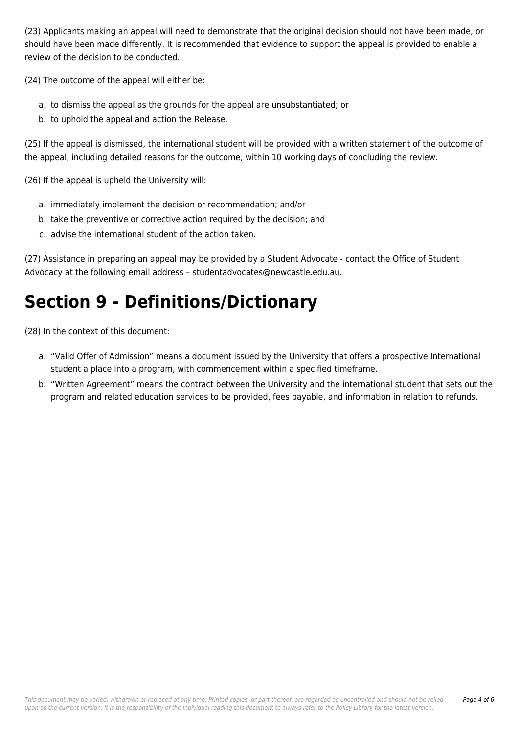(23) Applicants making an appeal will need to demonstrate that the original decision should not have been made, or should have been made differently. It is recommended that evidence to support the appeal is provided to enable a review of the decision to be conducted.

(24) The outcome of the appeal will either be:

a. to dismiss the appeal as the grounds for the appeal are unsubstantiated; or
b. to uphold the appeal and action the Release.

(25) If the appeal is dismissed, the international student will be provided with a written statement of the outcome of the appeal, including detailed reasons for the outcome, within 10 working days of concluding the review.

(26) If the appeal is upheld the University will:

a. immediately implement the decision or recommendation; and/or
b. take the preventive or corrective action required by the decision; and
c. advise the international student of the action taken.

(27) Assistance in preparing an appeal may be provided by a Student Advocate - contact the Office of Student Advocacy at the following email address – studentadvocates@newcastle.edu.au.

# Section 9 - Definitions/Dictionary

(28) In the context of this document:

a. “Valid Offer of Admission” means a document issued by the University that offers a prospective International student a place into a program, with commencement within a specified timeframe.
b. “Written Agreement” means the contract between the University and the international student that sets out the program and related education services to be provided, fees payable, and information in relation to refunds.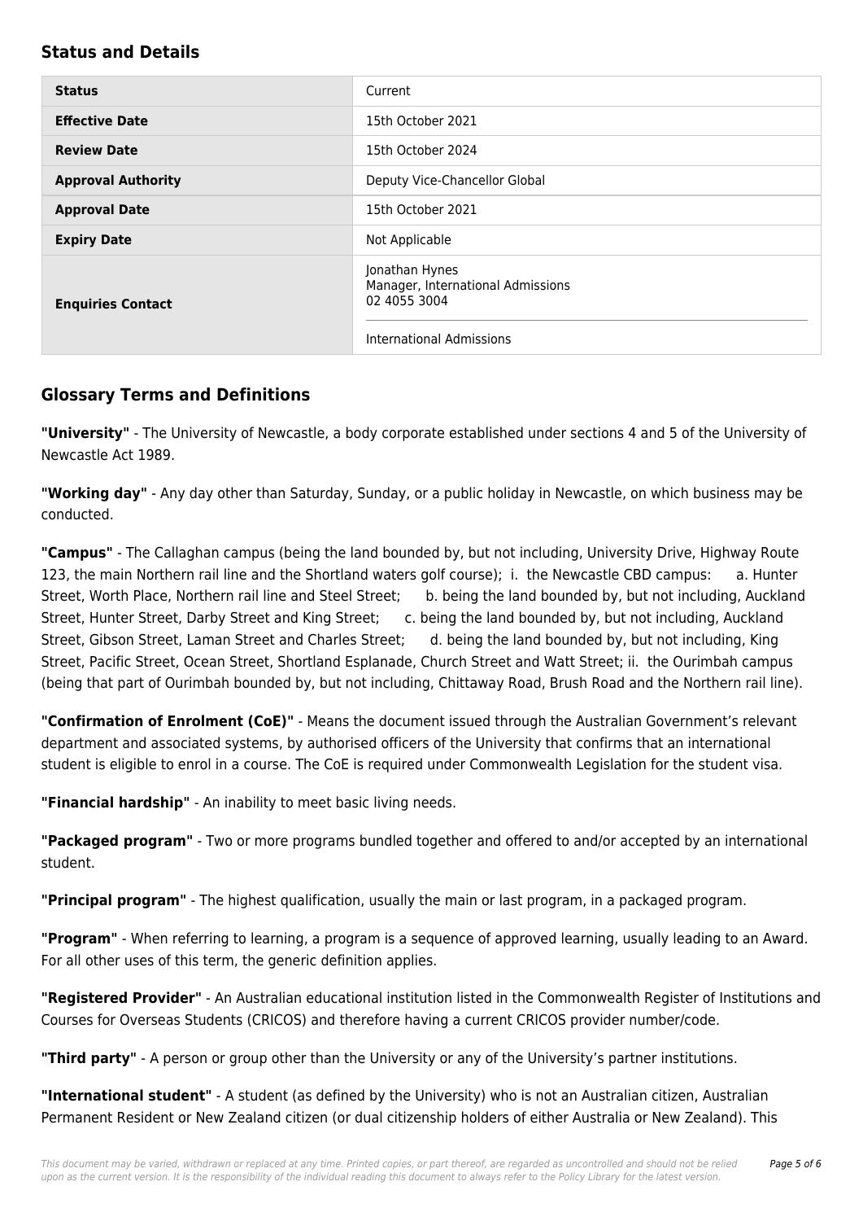## Status and Details

| | |
|---|---|
| **Status** | Current |
| **Effective Date** | 15th October 2021 |
| **Review Date** | 15th October 2024 |
| **Approval Authority** | Deputy Vice-Chancellor Global |
| **Approval Date** | 15th October 2021 |
| **Expiry Date** | Not Applicable |
| **Enquiries Contact** | Jonathan Hynes<br>Manager, International Admissions<br>02 4055 3004<br><br>International Admissions |

## Glossary Terms and Definitions

**"University"** - The University of Newcastle, a body corporate established under sections 4 and 5 of the University of Newcastle Act 1989.

**"Working day"** - Any day other than Saturday, Sunday, or a public holiday in Newcastle, on which business may be conducted.

**"Campus"** - The Callaghan campus (being the land bounded by, but not including, University Drive, Highway Route 123, the main Northern rail line and the Shortland waters golf course); i. the Newcastle CBD campus: a. Hunter Street, Worth Place, Northern rail line and Steel Street; b. being the land bounded by, but not including, Auckland Street, Hunter Street, Darby Street and King Street; c. being the land bounded by, but not including, Auckland Street, Gibson Street, Laman Street and Charles Street; d. being the land bounded by, but not including, King Street, Pacific Street, Ocean Street, Shortland Esplanade, Church Street and Watt Street; ii. the Ourimbah campus (being that part of Ourimbah bounded by, but not including, Chittaway Road, Brush Road and the Northern rail line).

**"Confirmation of Enrolment (CoE)"** - Means the document issued through the Australian Government's relevant department and associated systems, by authorised officers of the University that confirms that an international student is eligible to enrol in a course. The CoE is required under Commonwealth Legislation for the student visa.

**"Financial hardship"** - An inability to meet basic living needs.

**"Packaged program"** - Two or more programs bundled together and offered to and/or accepted by an international student.

**"Principal program"** - The highest qualification, usually the main or last program, in a packaged program.

**"Program"** - When referring to learning, a program is a sequence of approved learning, usually leading to an Award. For all other uses of this term, the generic definition applies.

**"Registered Provider"** - An Australian educational institution listed in the Commonwealth Register of Institutions and Courses for Overseas Students (CRICOS) and therefore having a current CRICOS provider number/code.

**"Third party"** - A person or group other than the University or any of the University's partner institutions.

**"International student"** - A student (as defined by the University) who is not an Australian citizen, Australian Permanent Resident or New Zealand citizen (or dual citizenship holders of either Australia or New Zealand). This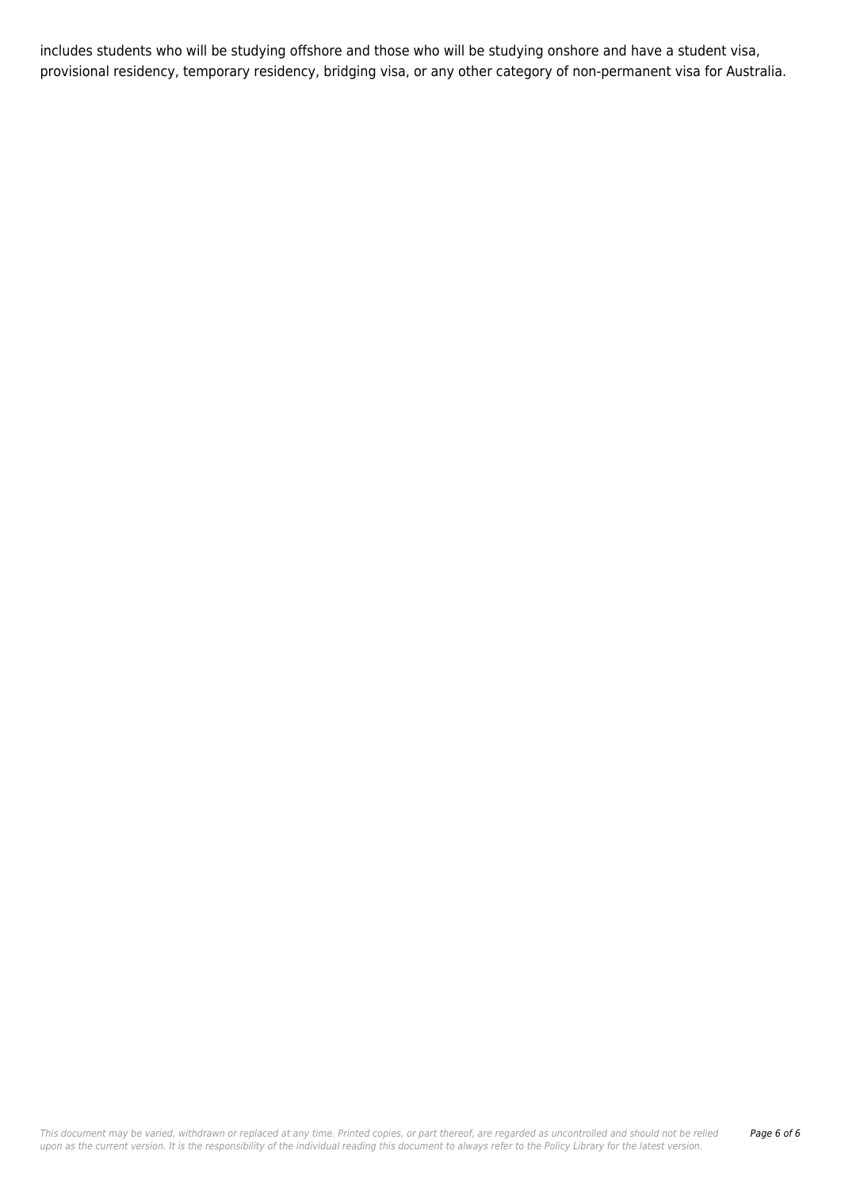includes students who will be studying offshore and those who will be studying onshore and have a student visa, provisional residency, temporary residency, bridging visa, or any other category of non-permanent visa for Australia.